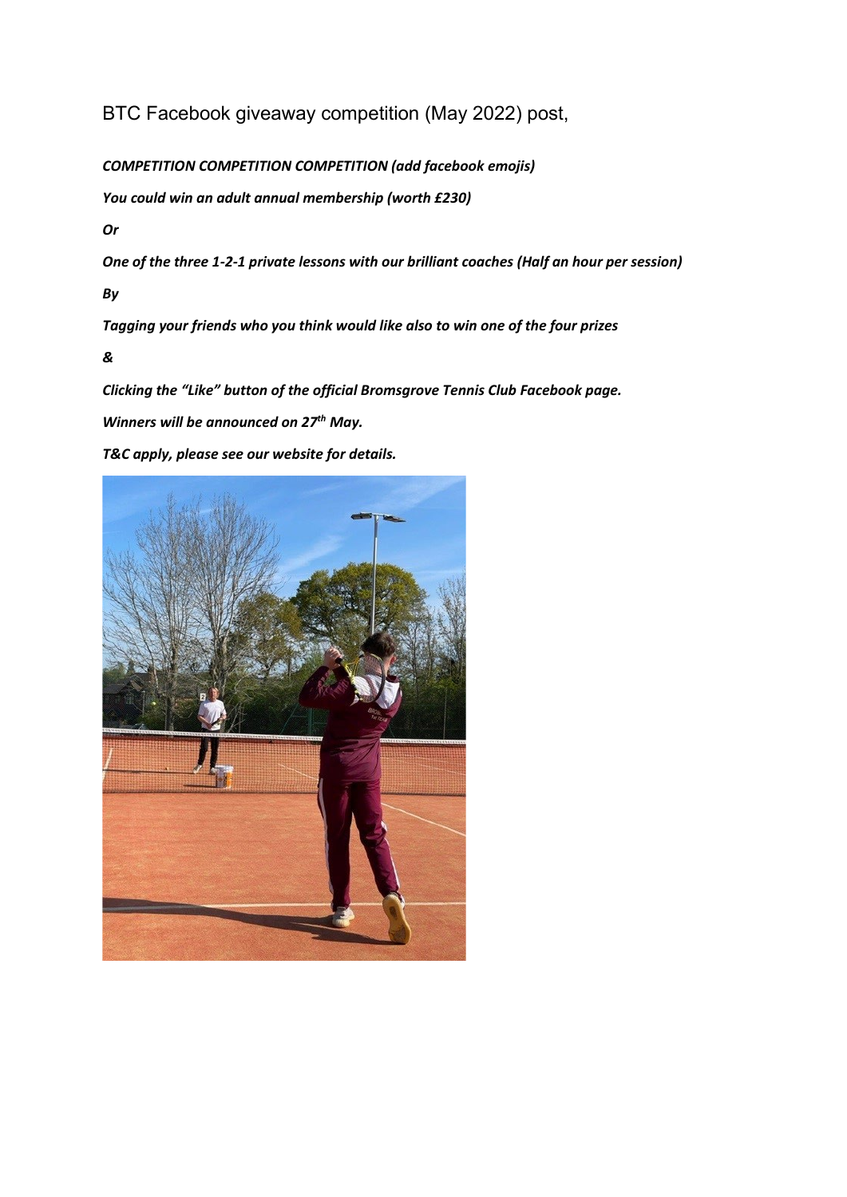BTC Facebook giveaway competition (May 2022) post,

***COMPETITION COMPETITION COMPETITION (add facebook emojis)***

***You could win an adult annual membership (worth £230)***

***Or***

***One of the three 1-2-1 private lessons with our brilliant coaches (Half an hour per session)***

***By***

***Tagging your friends who you think would like also to win one of the four prizes***

***&***

***Clicking the "Like" button of the official Bromsgrove Tennis Club Facebook page.***

***Winners will be announced on 27th May.***

***T&C apply, please see our website for details.***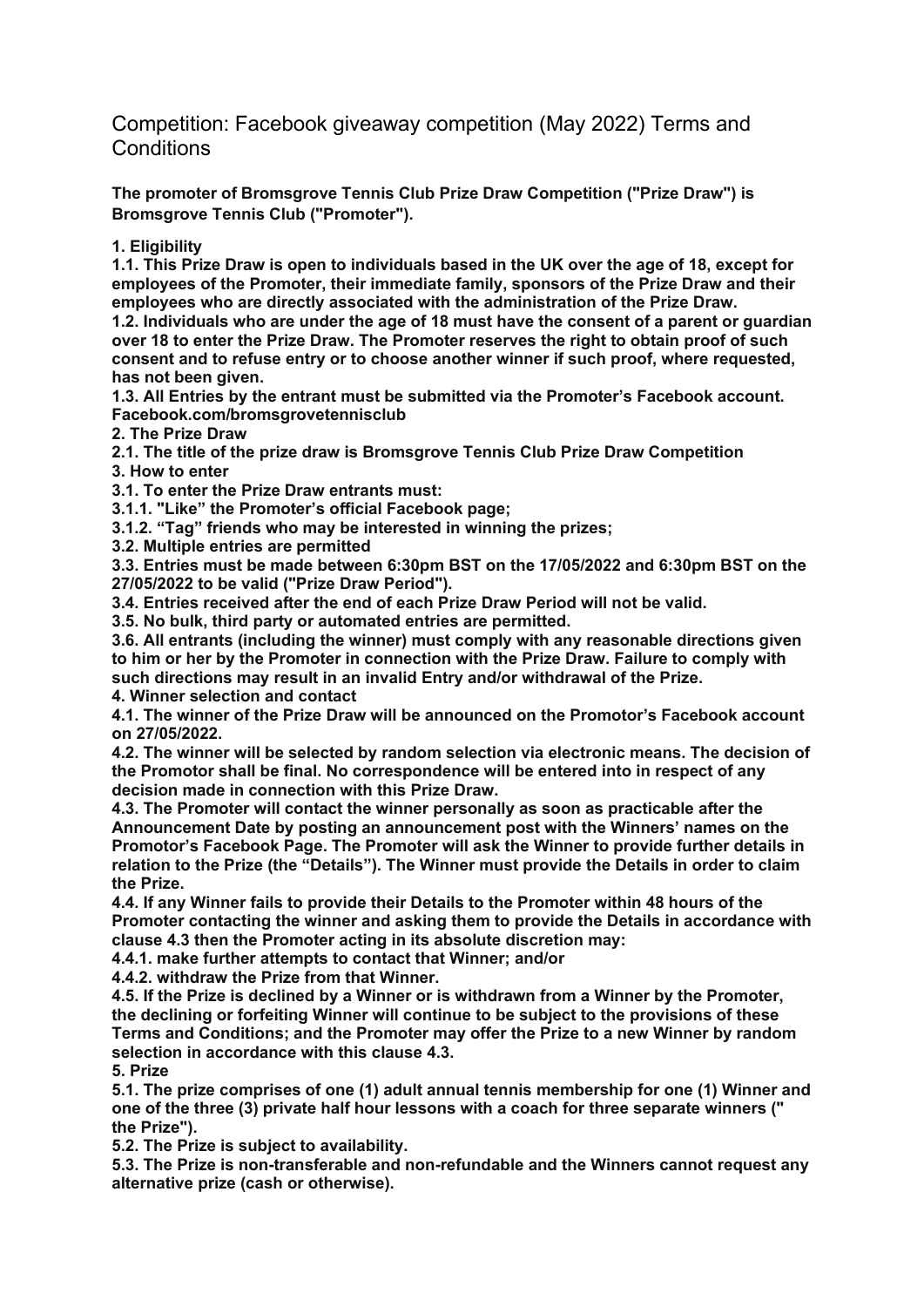# Competition: Facebook giveaway competition (May 2022) Terms and Conditions

**The promoter of Bromsgrove Tennis Club Prize Draw Competition ("Prize Draw") is Bromsgrove Tennis Club ("Promoter").**

**1. Eligibility**

**1.1. This Prize Draw is open to individuals based in the UK over the age of 18, except for employees of the Promoter, their immediate family, sponsors of the Prize Draw and their employees who are directly associated with the administration of the Prize Draw.**

**1.2. Individuals who are under the age of 18 must have the consent of a parent or guardian over 18 to enter the Prize Draw. The Promoter reserves the right to obtain proof of such consent and to refuse entry or to choose another winner if such proof, where requested, has not been given.**

**1.3. All Entries by the entrant must be submitted via the Promoter's Facebook account. Facebook.com/bromsgrovetennisclub**

**2. The Prize Draw**

**2.1. The title of the prize draw is Bromsgrove Tennis Club Prize Draw Competition**

**3. How to enter**

**3.1. To enter the Prize Draw entrants must:**

**3.1.1. "Like" the Promoter's official Facebook page;**

**3.1.2. "Tag" friends who may be interested in winning the prizes;**

**3.2. Multiple entries are permitted**

**3.3. Entries must be made between 6:30pm BST on the 17/05/2022 and 6:30pm BST on the 27/05/2022 to be valid ("Prize Draw Period").**

**3.4. Entries received after the end of each Prize Draw Period will not be valid.**

**3.5. No bulk, third party or automated entries are permitted.**

**3.6. All entrants (including the winner) must comply with any reasonable directions given to him or her by the Promoter in connection with the Prize Draw. Failure to comply with such directions may result in an invalid Entry and/or withdrawal of the Prize.**

**4. Winner selection and contact**

**4.1. The winner of the Prize Draw will be announced on the Promotor's Facebook account on 27/05/2022.**

**4.2. The winner will be selected by random selection via electronic means. The decision of the Promotor shall be final. No correspondence will be entered into in respect of any decision made in connection with this Prize Draw.**

**4.3. The Promoter will contact the winner personally as soon as practicable after the Announcement Date by posting an announcement post with the Winners' names on the Promotor's Facebook Page. The Promoter will ask the Winner to provide further details in relation to the Prize (the "Details"). The Winner must provide the Details in order to claim the Prize.**

**4.4. If any Winner fails to provide their Details to the Promoter within 48 hours of the Promoter contacting the winner and asking them to provide the Details in accordance with clause 4.3 then the Promoter acting in its absolute discretion may:**

**4.4.1. make further attempts to contact that Winner; and/or**

**4.4.2. withdraw the Prize from that Winner.**

**4.5. If the Prize is declined by a Winner or is withdrawn from a Winner by the Promoter, the declining or forfeiting Winner will continue to be subject to the provisions of these Terms and Conditions; and the Promoter may offer the Prize to a new Winner by random selection in accordance with this clause 4.3.**

**5. Prize**

**5.1. The prize comprises of one (1) adult annual tennis membership for one (1) Winner and one of the three (3) private half hour lessons with a coach for three separate winners (" the Prize").**

**5.2. The Prize is subject to availability.**

**5.3. The Prize is non-transferable and non-refundable and the Winners cannot request any alternative prize (cash or otherwise).**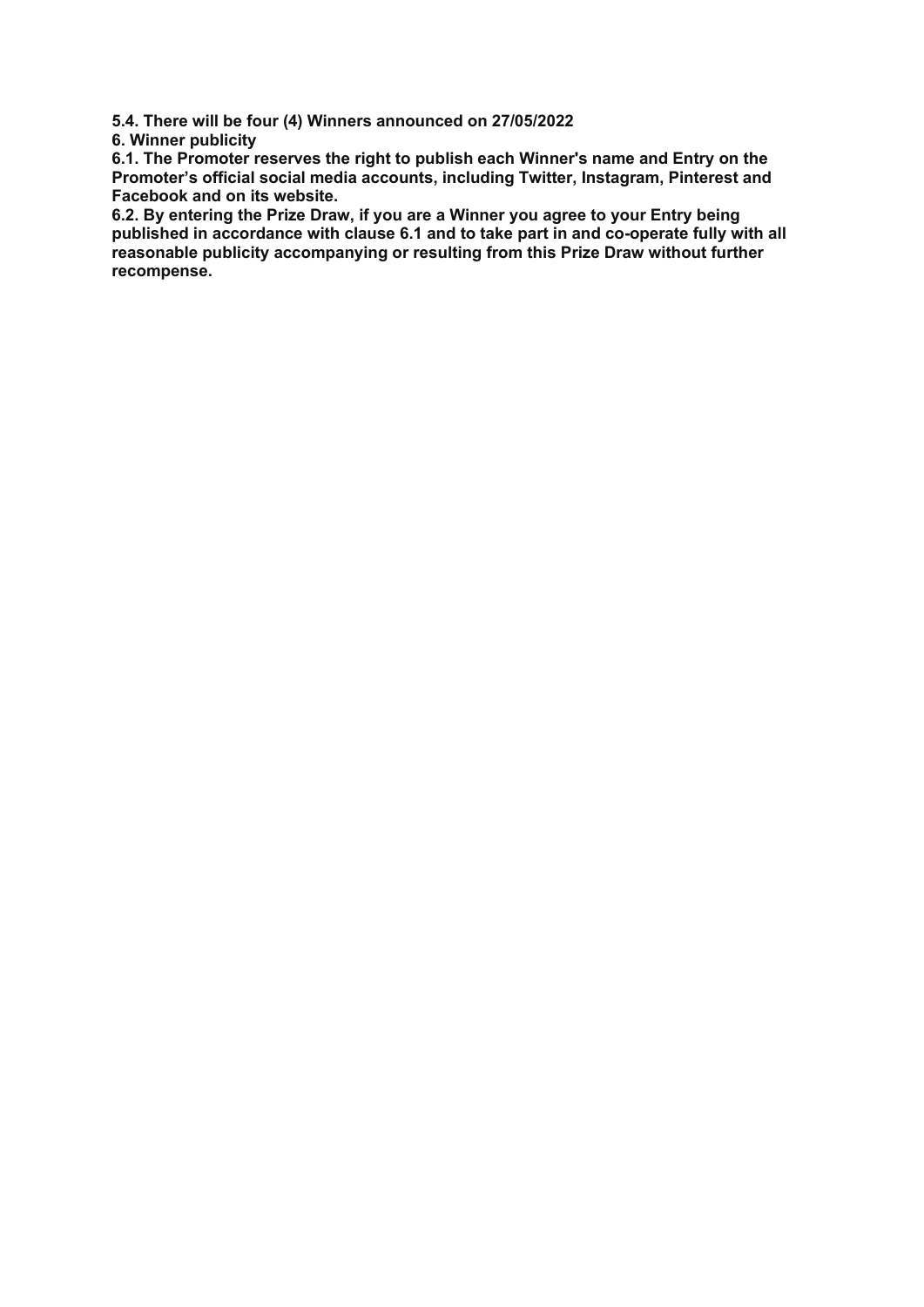**5.4. There will be four (4) Winners announced on 27/05/2022**

**6. Winner publicity**

**6.1. The Promoter reserves the right to publish each Winner's name and Entry on the Promoter's official social media accounts, including Twitter, Instagram, Pinterest and Facebook and on its website.**

**6.2. By entering the Prize Draw, if you are a Winner you agree to your Entry being published in accordance with clause 6.1 and to take part in and co-operate fully with all reasonable publicity accompanying or resulting from this Prize Draw without further recompense.**